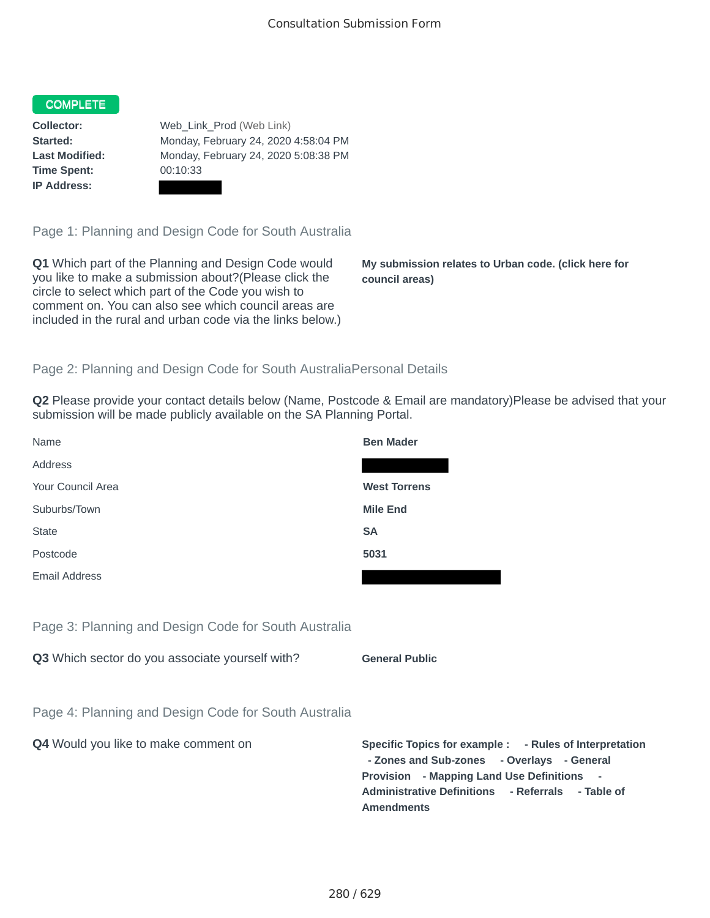Consultation Submission Form

**COMPLETE**

**Collector:** Web_Link_Prod (Web Link)
**Started:** Monday, February 24, 2020 4:58:04 PM
**Last Modified:** Monday, February 24, 2020 5:08:38 PM
**Time Spent:** 00:10:33
**IP Address:**

## Page 1: Planning and Design Code for South Australia

**Q1** Which part of the Planning and Design Code would you like to make a submission about?(Please click the circle to select which part of the Code you wish to comment on. You can also see which council areas are included in the rural and urban code via the links below.)

**My submission relates to Urban code. (click here for council areas)**

## Page 2: Planning and Design Code for South AustraliaPersonal Details

**Q2** Please provide your contact details below (Name, Postcode & Email are mandatory)Please be advised that your submission will be made publicly available on the SA Planning Portal.

| | |
|---|---|
| Name | **Ben Mader** |
| Address | |
| Your Council Area | **West Torrens** |
| Suburbs/Town | **Mile End** |
| State | **SA** |
| Postcode | **5031** |
| Email Address | |

## Page 3: Planning and Design Code for South Australia

**Q3** Which sector do you associate yourself with?

**General Public**

## Page 4: Planning and Design Code for South Australia

**Q4** Would you like to make comment on

**Specific Topics for example : - Rules of Interpretation - Zones and Sub-zones - Overlays - General Provision - Mapping Land Use Definitions - Administrative Definitions - Referrals - Table of Amendments**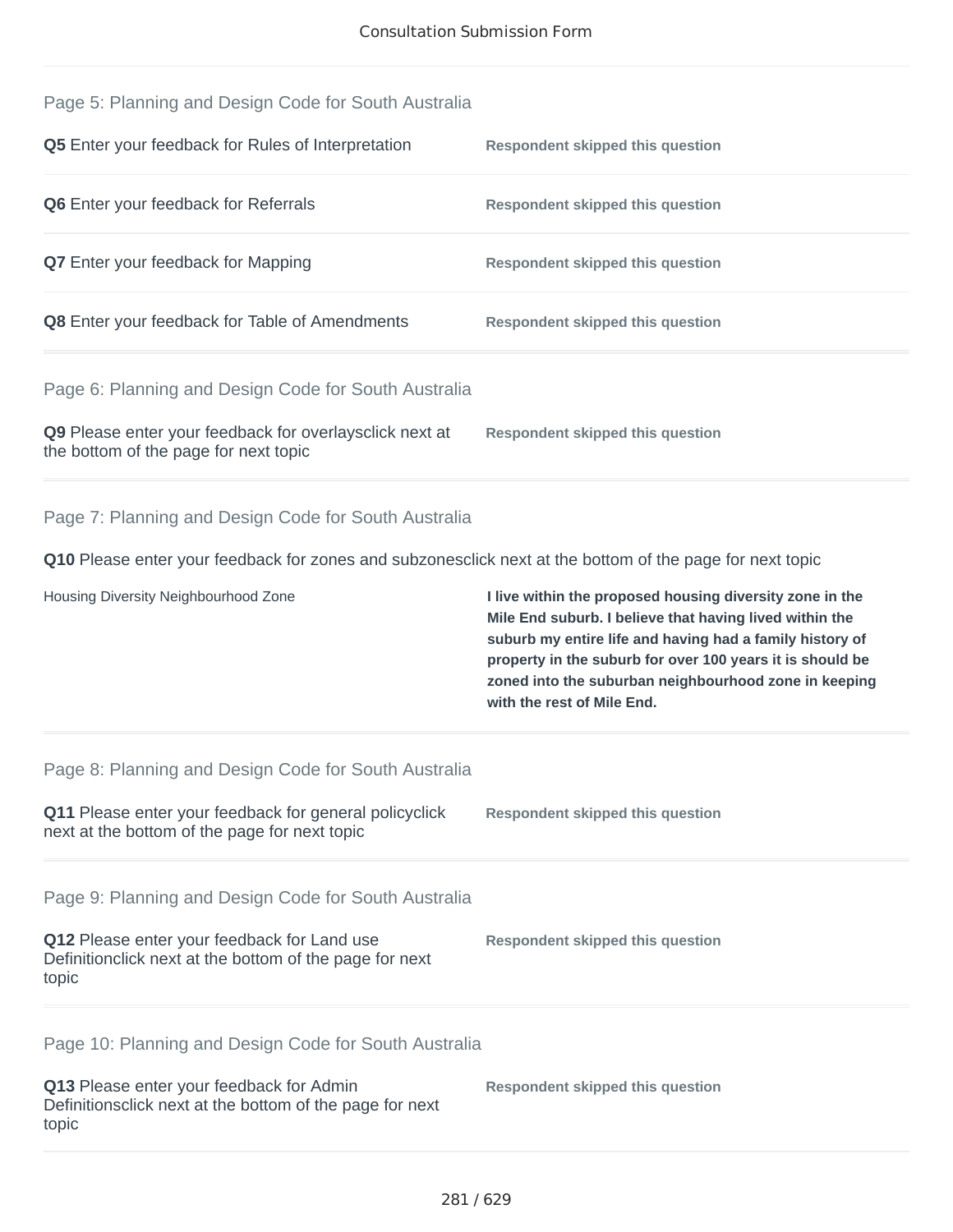## Page 5: Planning and Design Code for South Australia

| | |
|---|---|
| **Q5** Enter your feedback for Rules of Interpretation | **Respondent skipped this question** |
| **Q6** Enter your feedback for Referrals | **Respondent skipped this question** |
| **Q7** Enter your feedback for Mapping | **Respondent skipped this question** |
| **Q8** Enter your feedback for Table of Amendments | **Respondent skipped this question** |

## Page 6: Planning and Design Code for South Australia

| | |
|---|---|
| **Q9** Please enter your feedback for overlaysclick next at the bottom of the page for next topic | **Respondent skipped this question** |

## Page 7: Planning and Design Code for South Australia

**Q10** Please enter your feedback for zones and subzonesclick next at the bottom of the page for next topic

| | |
|---|---|
| Housing Diversity Neighbourhood Zone | **I live within the proposed housing diversity zone in the Mile End suburb. I believe that having lived within the suburb my entire life and having had a family history of property in the suburb for over 100 years it is should be zoned into the suburban neighbourhood zone in keeping with the rest of Mile End.** |

## Page 8: Planning and Design Code for South Australia

| | |
|---|---|
| **Q11** Please enter your feedback for general policyclick next at the bottom of the page for next topic | **Respondent skipped this question** |

## Page 9: Planning and Design Code for South Australia

| | |
|---|---|
| **Q12** Please enter your feedback for Land use Definitionclick next at the bottom of the page for next topic | **Respondent skipped this question** |

## Page 10: Planning and Design Code for South Australia

| | |
|---|---|
| **Q13** Please enter your feedback for Admin Definitionsclick next at the bottom of the page for next topic | **Respondent skipped this question** |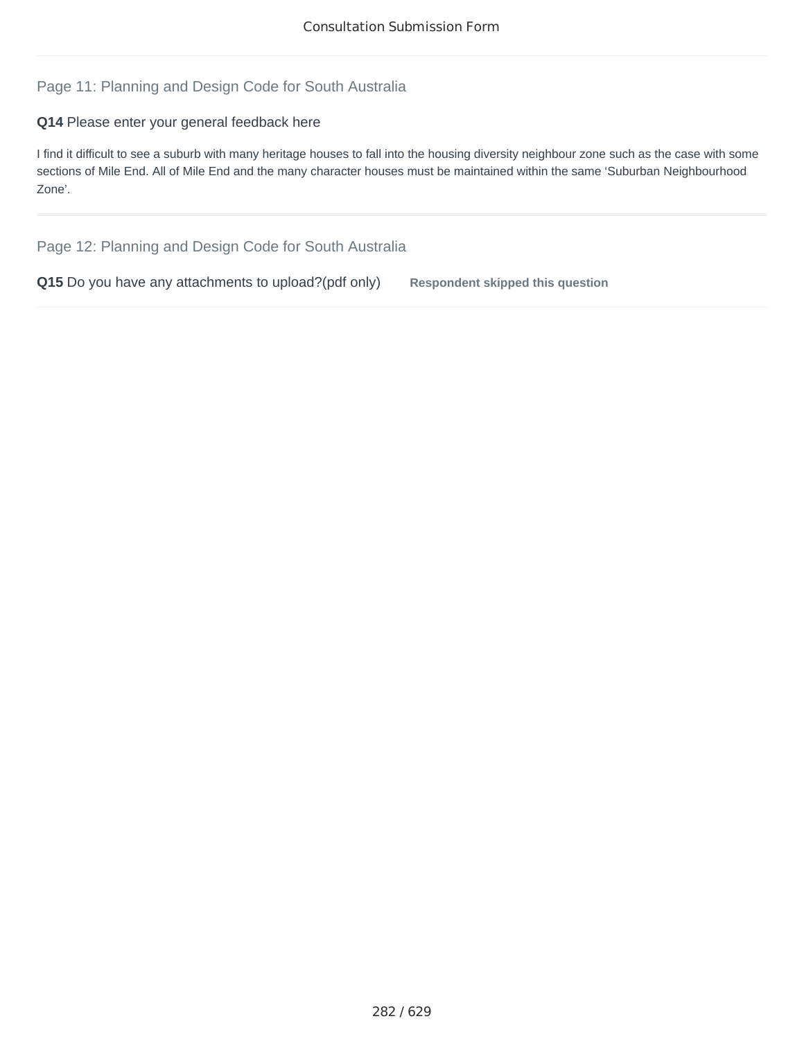## Page 11: Planning and Design Code for South Australia

**Q14** Please enter your general feedback here

I find it difficult to see a suburb with many heritage houses to fall into the housing diversity neighbour zone such as the case with some sections of Mile End. All of Mile End and the many character houses must be maintained within the same 'Suburban Neighbourhood Zone'.

## Page 12: Planning and Design Code for South Australia

**Q15** Do you have any attachments to upload?(pdf only) **Respondent skipped this question**